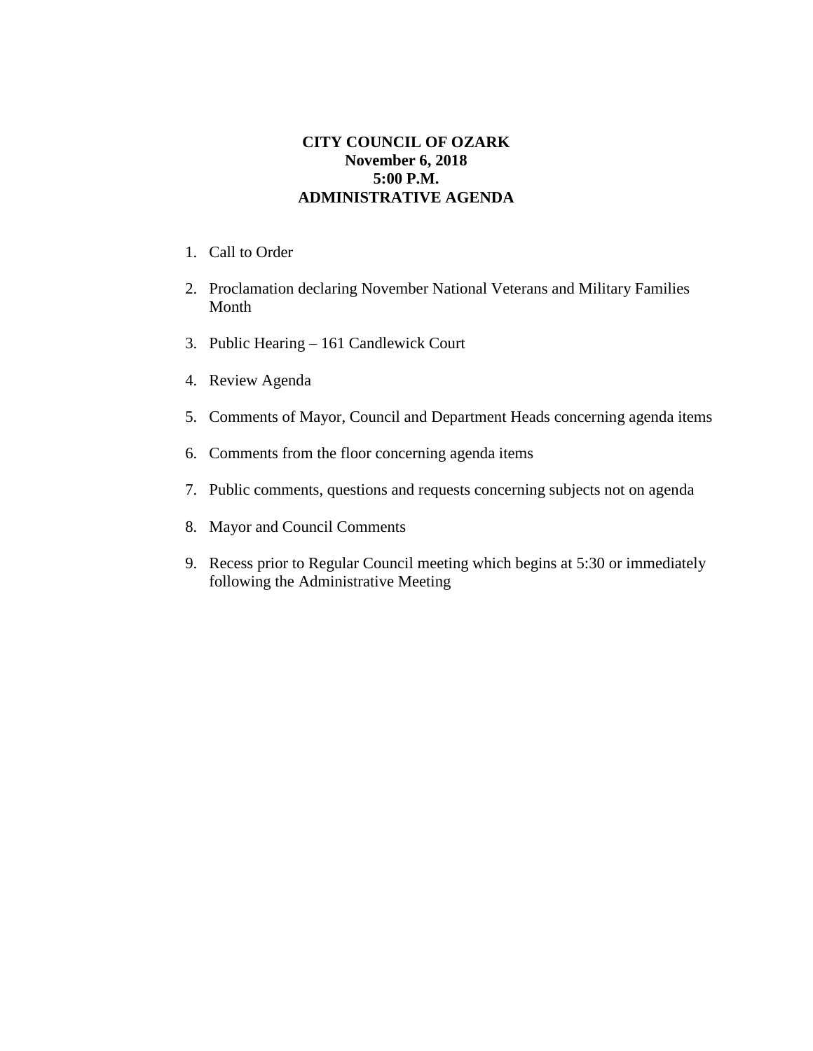**CITY COUNCIL OF OZARK**
**November 6, 2018**
**5:00 P.M.**
**ADMINISTRATIVE AGENDA**

1. Call to Order
2. Proclamation declaring November National Veterans and Military Families Month
3. Public Hearing – 161 Candlewick Court
4. Review Agenda
5. Comments of Mayor, Council and Department Heads concerning agenda items
6. Comments from the floor concerning agenda items
7. Public comments, questions and requests concerning subjects not on agenda
8. Mayor and Council Comments
9. Recess prior to Regular Council meeting which begins at 5:30 or immediately following the Administrative Meeting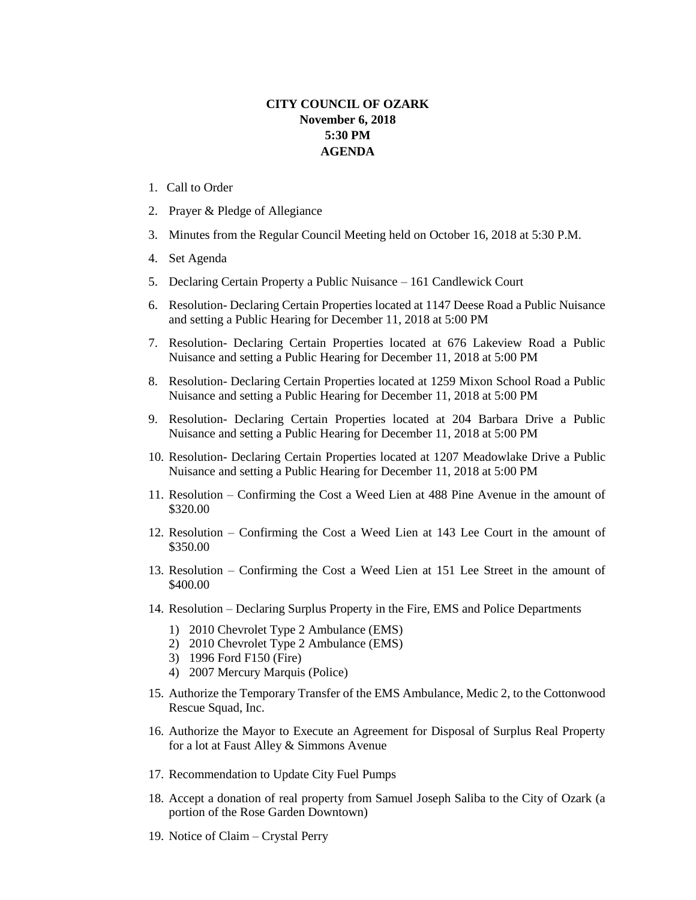**CITY COUNCIL OF OZARK**
**November 6, 2018**
**5:30 PM**
**AGENDA**

1. Call to Order
2. Prayer & Pledge of Allegiance
3. Minutes from the Regular Council Meeting held on October 16, 2018 at 5:30 P.M.
4. Set Agenda
5. Declaring Certain Property a Public Nuisance – 161 Candlewick Court
6. Resolution- Declaring Certain Properties located at 1147 Deese Road a Public Nuisance and setting a Public Hearing for December 11, 2018 at 5:00 PM
7. Resolution- Declaring Certain Properties located at 676 Lakeview Road a Public Nuisance and setting a Public Hearing for December 11, 2018 at 5:00 PM
8. Resolution- Declaring Certain Properties located at 1259 Mixon School Road a Public Nuisance and setting a Public Hearing for December 11, 2018 at 5:00 PM
9. Resolution- Declaring Certain Properties located at 204 Barbara Drive a Public Nuisance and setting a Public Hearing for December 11, 2018 at 5:00 PM
10. Resolution- Declaring Certain Properties located at 1207 Meadowlake Drive a Public Nuisance and setting a Public Hearing for December 11, 2018 at 5:00 PM
11. Resolution – Confirming the Cost a Weed Lien at 488 Pine Avenue in the amount of $320.00
12. Resolution – Confirming the Cost a Weed Lien at 143 Lee Court in the amount of $350.00
13. Resolution – Confirming the Cost a Weed Lien at 151 Lee Street in the amount of $400.00
14. Resolution – Declaring Surplus Property in the Fire, EMS and Police Departments
    1) 2010 Chevrolet Type 2 Ambulance (EMS)
    2) 2010 Chevrolet Type 2 Ambulance (EMS)
    3) 1996 Ford F150 (Fire)
    4) 2007 Mercury Marquis (Police)
15. Authorize the Temporary Transfer of the EMS Ambulance, Medic 2, to the Cottonwood Rescue Squad, Inc.
16. Authorize the Mayor to Execute an Agreement for Disposal of Surplus Real Property for a lot at Faust Alley & Simmons Avenue
17. Recommendation to Update City Fuel Pumps
18. Accept a donation of real property from Samuel Joseph Saliba to the City of Ozark (a portion of the Rose Garden Downtown)
19. Notice of Claim – Crystal Perry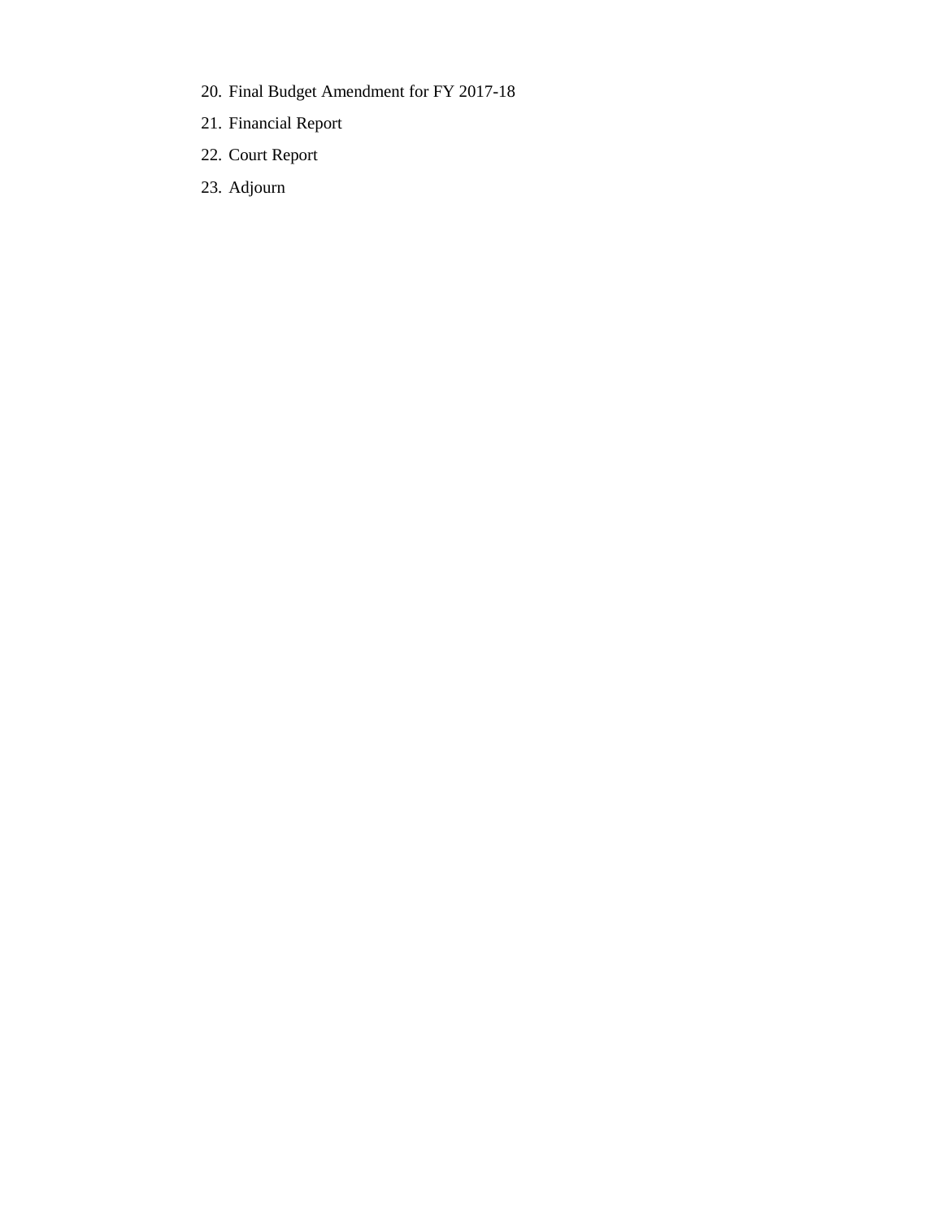20. Final Budget Amendment for FY 2017-18
21. Financial Report
22. Court Report
23. Adjourn